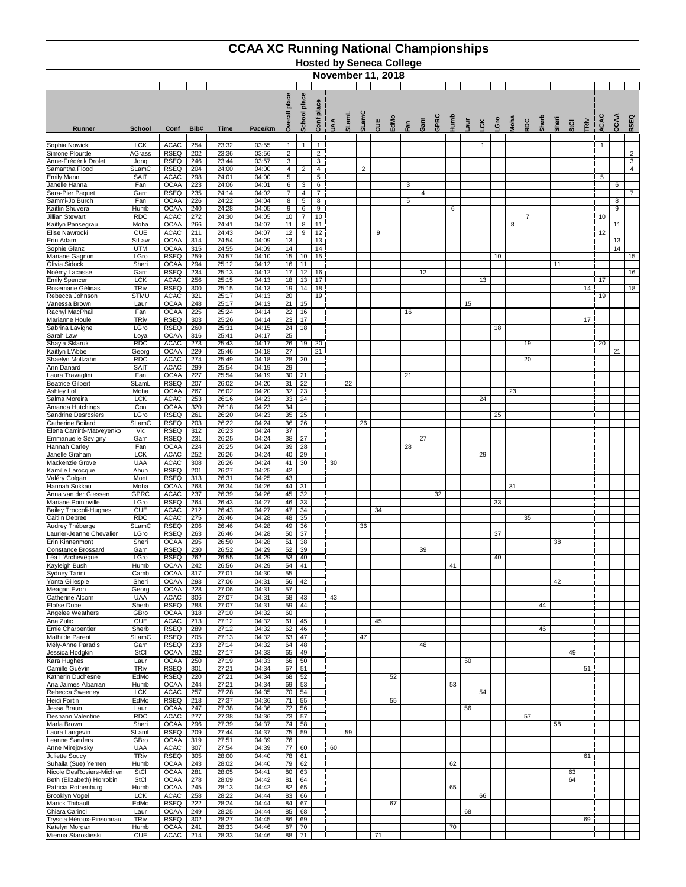# CCAA XC Running National Championships

## Hosted by Seneca College

### November 11, 2018

| Runner | School | Conf | Bib# | Time | Pace/km | Overall place | School place | Conf place | UAA | SLamL | SLamC | CUE | EdMo | Fan | Garn | GPRC | Humb | Laur | LCK | LGro | Moha | RDC | Sherb | Sheri | StCl | TRiv | ACAC | OCAA | RSEQ |
|---|---|---|---|---|---|---|---|---|---|---|---|---|---|---|---|---|---|---|---|---|---|---|---|---|---|---|---|---|---|
| Sophia Nowicki | LCK | ACAC | 254 | 23:32 | 03:55 | 1 | 1 | 1 | | | | | | | | | | | 1 | | | | | | | | 1 | | |
| Simone Plourde | AGrass | RSEQ | 202 | 23:36 | 03:56 | 2 | | 2 | | | | | | | | | | | | | | | | | | | | | 2 |
| Anne-Frédérik Drolet | Jonq | RSEQ | 246 | 23:44 | 03:57 | 3 | | 3 | | | | | | | | | | | | | | | | | | | | | 3 |
| Samantha Flood | SLamC | RSEQ | 204 | 24:00 | 04:00 | 4 | 2 | 4 | | | 2 | | | | | | | | | | | | | | | | | | 4 |
| Emily Mann | SAIT | ACAC | 298 | 24:01 | 04:00 | 5 | | 5 | | | | | | | | | | | | | | | | | | | 5 | | |
| Janelle Hanna | Fan | OCAA | 223 | 24:06 | 04:01 | 6 | 3 | 6 | | | | | | 3 | | | | | | | | | | | | | | 6 | |
| Sara-Pier Paquet | Garn | RSEQ | 235 | 24:14 | 04:02 | 7 | 4 | 7 | | | | | | | 4 | | | | | | | | | | | | | | 7 |
| Sammi-Jo Burch | Fan | OCAA | 226 | 24:22 | 04:04 | 8 | 5 | 8 | | | | | | 5 | | | | | | | | | | | | | | 8 | |
| Kaitlin Shuvera | Humb | OCAA | 240 | 24:28 | 04:05 | 9 | 6 | 9 | | | | | | | | | 6 | | | | | | | | | | | 9 | |
| Jillian Stewart | RDC | ACAC | 272 | 24:30 | 04:05 | 10 | 7 | 10 | | | | | | | | | | | | | | 7 | | | | | 10 | | |
| Kaitlyn Pansegrau | Moha | OCAA | 266 | 24:41 | 04:07 | 11 | 8 | 11 | | | | | | | | | | | | | 8 | | | | | | | 11 | |
| Elise Nawrocki | CUE | ACAC | 211 | 24:43 | 04:07 | 12 | 9 | 12 | | | | 9 | | | | | | | | | | | | | | | 12 | | |
| Erin Adam | StLaw | OCAA | 314 | 24:54 | 04:09 | 13 | | 13 | | | | | | | | | | | | | | | | | | | | 13 | |
| Sophie Glanz | UTM | OCAA | 315 | 24:55 | 04:09 | 14 | | 14 | | | | | | | | | | | | | | | | | | | | 14 | |
| Mariane Gagnon | LGro | RSEQ | 259 | 24:57 | 04:10 | 15 | 10 | 15 | | | | | | | | | | | | 10 | | | | | | | | | 15 |
| Olivia Sidock | Sheri | OCAA | 294 | 25:12 | 04:12 | 16 | 11 | | | | | | | | | | | | | | | | | 11 | | | | | |
| Noémy Lacasse | Garn | RSEQ | 234 | 25:13 | 04:12 | 17 | 12 | 16 | | | | | | | 12 | | | | | | | | | | | | | | 16 |
| Emily Spencer | LCK | ACAC | 256 | 25:15 | 04:13 | 18 | 13 | 17 | | | | | | | | | | | 13 | | | | | | | | 17 | | |
| Rosemarie Gélinas | TRiv | RSEQ | 300 | 25:15 | 04:13 | 19 | 14 | 18 | | | | | | | | | | | | | | | | | | 14 | | | 18 |
| Rebecca Johnson | STMU | ACAC | 321 | 25:17 | 04:13 | 20 | | 19 | | | | | | | | | | | | | | | | | | | 19 | | |
| Vanessa Brown | Laur | OCAA | 248 | 25:17 | 04:13 | 21 | 15 | | | | | | | | | | | 15 | | | | | | | | | | | |
| Rachyl MacPhail | Fan | OCAA | 225 | 25:24 | 04:14 | 22 | 16 | | | | | | | 16 | | | | | | | | | | | | | | | |
| Marianne Houle | TRiv | RSEQ | 303 | 25:26 | 04:14 | 23 | 17 | | | | | | | | | | | | | | | | | | | 17 | | | |
| Sabrina Lavigne | LGro | RSEQ | 260 | 25:31 | 04:15 | 24 | 18 | | | | | | | | | | | | | 18 | | | | | | | | | |
| Sarah Law | Loya | OCAA | 316 | 25:41 | 04:17 | 25 | | | | | | | | | | | | | | | | | | | | | | | |
| Shayla Sklaruk | RDC | ACAC | 273 | 25:43 | 04:17 | 26 | 19 | 20 | | | | | | | | | | | | | | 19 | | | | | 20 | | |
| Kaitlyn L'Abbe | Georg | OCAA | 229 | 25:46 | 04:18 | 27 | | 21 | | | | | | | | | | | | | | | | | | | | 21 | |
| Shaelyn Moltzahn | RDC | ACAC | 274 | 25:49 | 04:18 | 28 | 20 | | | | | | | | | | | | | | | 20 | | | | | | | |
| Ann Danard | SAIT | ACAC | 299 | 25:54 | 04:19 | 29 | | | | | | | | | | | | | | | | | | | | | | | |
| Laura Travaglini | Fan | OCAA | 227 | 25:54 | 04:19 | 30 | 21 | | | | | | | 21 | | | | | | | | | | | | | | | |
| Beatrice Gilbert | SLamL | RSEQ | 207 | 26:02 | 04:20 | 31 | 22 | | | 22 | | | | | | | | | | | | | | | | | | | |
| Ashley Lof | Moha | OCAA | 267 | 26:02 | 04:20 | 32 | 23 | | | | | | | | | | | | | | 23 | | | | | | | | |
| Salma Moreira | LCK | ACAC | 253 | 26:16 | 04:23 | 33 | 24 | | | | | | | | | | | | 24 | | | | | | | | | | |
| Amanda Hutchings | Con | OCAA | 320 | 26:18 | 04:23 | 34 | | | | | | | | | | | | | | | | | | | | | | | |
| Sandrine Desrosiers | LGro | RSEQ | 261 | 26:20 | 04:23 | 35 | 25 | | | | | | | | | | | | | 25 | | | | | | | | | |
| Catherine Boilard | SLamC | RSEQ | 203 | 26:22 | 04:24 | 36 | 26 | | | | 26 | | | | | | | | | | | | | | | | | | |
| Elena Camiré-Matveyenko | Vic | RSEQ | 312 | 26:23 | 04:24 | 37 | | | | | | | | | | | | | | | | | | | | | | | |
| Emmanuelle Sévigny | Garn | RSEQ | 231 | 26:25 | 04:24 | 38 | 27 | | | | | | | | 27 | | | | | | | | | | | | | | |
| Hannah Carley | Fan | OCAA | 224 | 26:25 | 04:24 | 39 | 28 | | | | | | | 28 | | | | | | | | | | | | | | | |
| Janelle Graham | LCK | ACAC | 252 | 26:26 | 04:24 | 40 | 29 | | | | | | | | | | | | 29 | | | | | | | | | | |
| Mackenzie Grove | UAA | ACAC | 308 | 26:26 | 04:24 | 41 | 30 | | 30 | | | | | | | | | | | | | | | | | | | | |
| Kamille Larocque | Ahun | RSEQ | 201 | 26:27 | 04:25 | 42 | | | | | | | | | | | | | | | | | | | | | | | |
| Valéry Colgan | Mont | RSEQ | 313 | 26:31 | 04:25 | 43 | | | | | | | | | | | | | | | | | | | | | | | |
| Hannah Sukkau | Moha | OCAA | 268 | 26:34 | 04:26 | 44 | 31 | | | | | | | | | | | | | | 31 | | | | | | | | |
| Anna van der Giessen | GPRC | ACAC | 237 | 26:39 | 04:26 | 45 | 32 | | | | | | | | | 32 | | | | | | | | | | | | | |
| Mariane Pominville | LGro | RSEQ | 264 | 26:43 | 04:27 | 46 | 33 | | | | | | | | | | | | | 33 | | | | | | | | | |
| Bailey Troccoli-Hughes | CUE | ACAC | 212 | 26:43 | 04:27 | 47 | 34 | | | | | 34 | | | | | | | | | | | | | | | | | |
| Caitlin Debree | RDC | ACAC | 275 | 26:46 | 04:28 | 48 | 35 | | | | | | | | | | | | | | | 35 | | | | | | | |
| Audrey Théberge | SLamC | RSEQ | 206 | 26:46 | 04:28 | 49 | 36 | | | | 36 | | | | | | | | | | | | | | | | | | |
| Laurier-Jeanne Chevalier | LGro | RSEQ | 263 | 26:46 | 04:28 | 50 | 37 | | | | | | | | | | | | | 37 | | | | | | | | | |
| Erin Kinnenmont | Sheri | OCAA | 295 | 26:50 | 04:28 | 51 | 38 | | | | | | | | | | | | | | | | | 38 | | | | | |
| Constance Brossard | Garn | RSEQ | 230 | 26:52 | 04:29 | 52 | 39 | | | | | | | | 39 | | | | | | | | | | | | | | |
| Léa L'Archevêque | LGro | RSEQ | 262 | 26:55 | 04:29 | 53 | 40 | | | | | | | | | | | | | 40 | | | | | | | | | |
| Kayleigh Bush | Humb | OCAA | 242 | 26:56 | 04:29 | 54 | 41 | | | | | | | | | | 41 | | | | | | | | | | | | |
| Sydney Tarini | Camb | OCAA | 317 | 27:01 | 04:30 | 55 | | | | | | | | | | | | | | | | | | | | | | | |
| Yonta Gillespie | Sheri | OCAA | 293 | 27:06 | 04:31 | 56 | 42 | | | | | | | | | | | | | | | | | 42 | | | | | |
| Meagan Evon | Georg | OCAA | 228 | 27:06 | 04:31 | 57 | | | | | | | | | | | | | | | | | | | | | | | |
| Catherine Alcorn | UAA | ACAC | 306 | 27:07 | 04:31 | 58 | 43 | | 43 | | | | | | | | | | | | | | | | | | | | |
| Eloïse Dube | Sherb | RSEQ | 288 | 27:07 | 04:31 | 59 | 44 | | | | | | | | | | | | | | | | 44 | | | | | | |
| Angelee Weathers | GBro | OCAA | 318 | 27:10 | 04:32 | 60 | | | | | | | | | | | | | | | | | | | | | | | |
| Ana Zulic | CUE | ACAC | 213 | 27:12 | 04:32 | 61 | 45 | | | | | 45 | | | | | | | | | | | | | | | | | |
| Emie Charpentier | Sherb | RSEQ | 289 | 27:12 | 04:32 | 62 | 46 | | | | | | | | | | | | | | | | 46 | | | | | | |
| Mathilde Parent | SLamC | RSEQ | 205 | 27:13 | 04:32 | 63 | 47 | | | | 47 | | | | | | | | | | | | | | | | | | |
| Mély-Anne Paradis | Garn | RSEQ | 233 | 27:14 | 04:32 | 64 | 48 | | | | | | | | 48 | | | | | | | | | | | | | | |
| Jessica Hodgkin | StCl | OCAA | 282 | 27:17 | 04:33 | 65 | 49 | | | | | | | | | | | | | | | | | | 49 | | | | |
| Kara Hughes | Laur | OCAA | 250 | 27:19 | 04:33 | 66 | 50 | | | | | | | | | | | 50 | | | | | | | | | | | |
| Camille Guévin | TRiv | RSEQ | 301 | 27:21 | 04:34 | 67 | 51 | | | | | | | | | | | | | | | | | | | 51 | | | |
| Katherin Duchesne | EdMo | RSEQ | 220 | 27:21 | 04:34 | 68 | 52 | | | | | | 52 | | | | | | | | | | | | | | | | |
| Ana Jaimes Albarran | Humb | OCAA | 244 | 27:21 | 04:34 | 69 | 53 | | | | | | | | | | 53 | | | | | | | | | | | | |
| Rebecca Sweeney | LCK | ACAC | 257 | 27:28 | 04:35 | 70 | 54 | | | | | | | | | | | | 54 | | | | | | | | | | |
| Heidi Fortin | EdMo | RSEQ | 218 | 27:37 | 04:36 | 71 | 55 | | | | | | 55 | | | | | | | | | | | | | | | | |
| Jessa Braun | Laur | OCAA | 247 | 27:38 | 04:36 | 72 | 56 | | | | | | | | | | | 56 | | | | | | | | | | | |
| Deshann Valentine | RDC | ACAC | 277 | 27:38 | 04:36 | 73 | 57 | | | | | | | | | | | | | | | 57 | | | | | | | |
| Marla Brown | Sheri | OCAA | 296 | 27:39 | 04:37 | 74 | 58 | | | | | | | | | | | | | | | | | 58 | | | | | |
| Laura Langevin | SLamL | RSEQ | 209 | 27:44 | 04:37 | 75 | 59 | | | 59 | | | | | | | | | | | | | | | | | | | |
| Leanne Sanders | GBro | OCAA | 319 | 27:51 | 04:39 | 76 | | | | | | | | | | | | | | | | | | | | | | | |
| Anne Mirejovsky | UAA | ACAC | 307 | 27:54 | 04:39 | 77 | 60 | | 60 | | | | | | | | | | | | | | | | | | | | |
| Juliette Soucy | TRiv | RSEQ | 305 | 28:00 | 04:40 | 78 | 61 | | | | | | | | | | | | | | | | | | | 61 | | | |
| Suhaila (Sue) Yemen | Humb | OCAA | 243 | 28:02 | 04:40 | 79 | 62 | | | | | | | | | | 62 | | | | | | | | | | | | |
| Nicole DesRosiers-Michier | StCl | OCAA | 281 | 28:05 | 04:41 | 80 | 63 | | | | | | | | | | | | | | | | | | 63 | | | | |
| Beth (Elizabeth) Horrobin | StCl | OCAA | 278 | 28:09 | 04:42 | 81 | 64 | | | | | | | | | | | | | | | | | | 64 | | | | |
| Patricia Rothenburg | Humb | OCAA | 245 | 28:13 | 04:42 | 82 | 65 | | | | | | | | | | 65 | | | | | | | | | | | | |
| Brooklyn Vogel | LCK | ACAC | 258 | 28:22 | 04:44 | 83 | 66 | | | | | | | | | | | | 66 | | | | | | | | | | |
| Marick Thibault | EdMo | RSEQ | 222 | 28:24 | 04:44 | 84 | 67 | | | | | | 67 | | | | | | | | | | | | | | | | |
| Chiara Carinci | Laur | OCAA | 249 | 28:25 | 04:44 | 85 | 68 | | | | | | | | | | | 68 | | | | | | | | | | | |
| Tryscia Héroux-Pinsonnau | TRiv | RSEQ | 302 | 28:27 | 04:45 | 86 | 69 | | | | | | | | | | | | | | | | | | | 69 | | | |
| Katelyn Morgan | Humb | OCAA | 241 | 28:33 | 04:46 | 87 | 70 | | | | | | | | | | 70 | | | | | | | | | | | | |
| Mienna Staroslieski | CUE | ACAC | 214 | 28:33 | 04:46 | 88 | 71 | | | | | 71 | | | | | | | | | | | | | | | | | |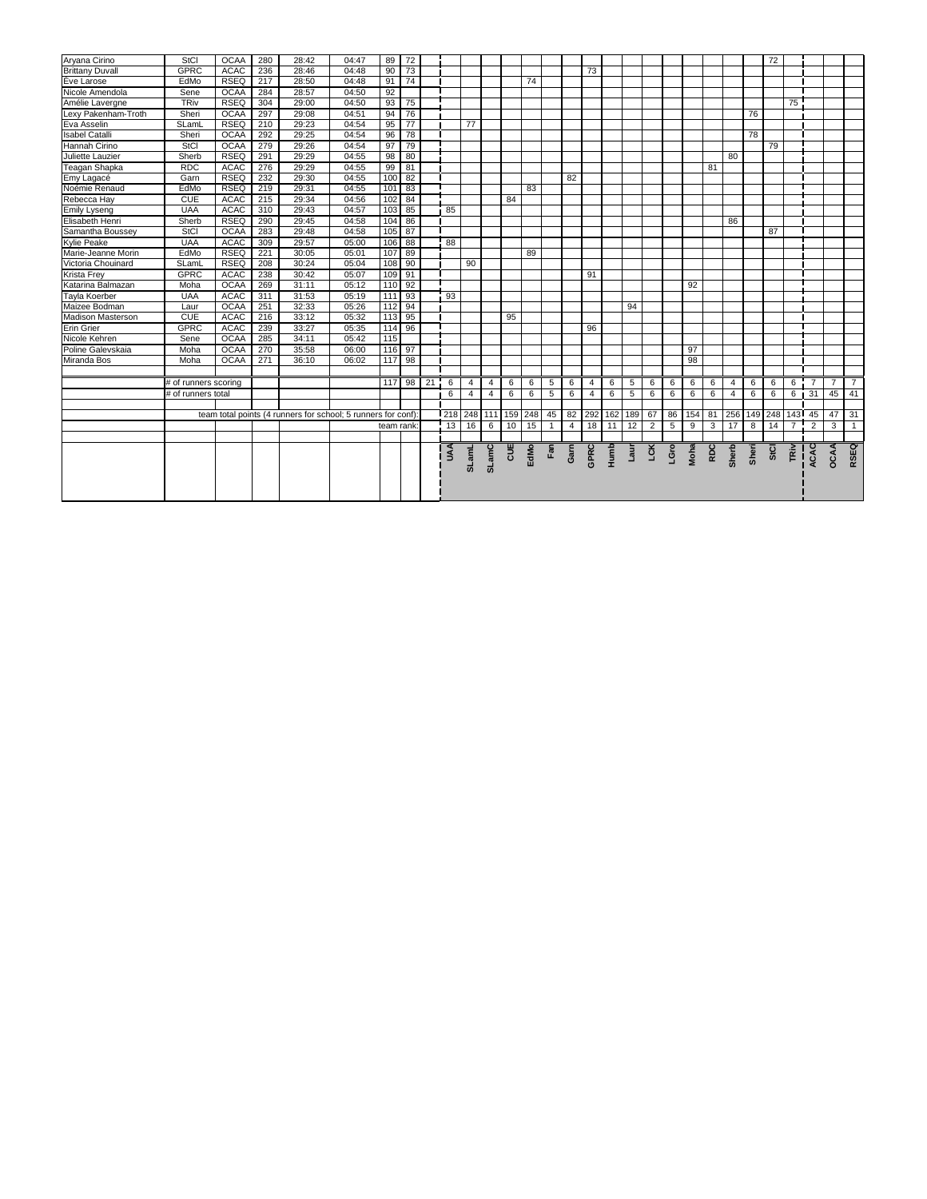| | | | | | | | | | | | | | | | | | | | | | | | | | | | | | |
|---|---|---|---|---|---|---|---|---|---|---|---|---|---|---|---|---|---|---|---|---|---|---|---|---|---|---|---|---|---|
| Aryana Cirino | StCl | OCAA | 280 | 28:42 | 04:47 | 89 | 72 | | | | | | | | | | | | | | | | | | 72 | | | | |
| Brittany Duvall | GPRC | ACAC | 236 | 28:46 | 04:48 | 90 | 73 | | | | | | | | | 73 | | | | | | | | | | | | | |
| Ève Larose | EdMo | RSEQ | 217 | 28:50 | 04:48 | 91 | 74 | | | | | | 74 | | | | | | | | | | | | | | | | |
| Nicole Amendola | Sene | OCAA | 284 | 28:57 | 04:50 | 92 | | | | | | | | | | | | | | | | | | | | | | | |
| Amélie Lavergne | TRiv | RSEQ | 304 | 29:00 | 04:50 | 93 | 75 | | | | | | | | | | | | | | | | | | | 75 | | | |
| Lexy Pakenham-Troth | Sheri | OCAA | 297 | 29:08 | 04:51 | 94 | 76 | | | | | | | | | | | | | | | | | 76 | | | | | |
| Eva Asselin | SLamL | RSEQ | 210 | 29:23 | 04:54 | 95 | 77 | | | 77 | | | | | | | | | | | | | | | | | | | |
| Isabel Catalli | Sheri | OCAA | 292 | 29:25 | 04:54 | 96 | 78 | | | | | | | | | | | | | | | | | 78 | | | | | |
| Hannah Cirino | StCl | OCAA | 279 | 29:26 | 04:54 | 97 | 79 | | | | | | | | | | | | | | | | | | 79 | | | | |
| Juliette Lauzier | Sherb | RSEQ | 291 | 29:29 | 04:55 | 98 | 80 | | | | | | | | | | | | | | | | 80 | | | | | | |
| Teagan Shapka | RDC | ACAC | 276 | 29:29 | 04:55 | 99 | 81 | | | | | | | | | | | | | | | 81 | | | | | | | |
| Emy Lagacé | Garn | RSEQ | 232 | 29:30 | 04:55 | 100 | 82 | | | | | | | | 82 | | | | | | | | | | | | | | |
| Noémie Renaud | EdMo | RSEQ | 219 | 29:31 | 04:55 | 101 | 83 | | | | | | 83 | | | | | | | | | | | | | | | | |
| Rebecca Hay | CUE | ACAC | 215 | 29:34 | 04:56 | 102 | 84 | | | | | 84 | | | | | | | | | | | | | | | | | |
| Emily Lyseng | UAA | ACAC | 310 | 29:43 | 04:57 | 103 | 85 | | 85 | | | | | | | | | | | | | | | | | | | | |
| Elisabeth Henri | Sherb | RSEQ | 290 | 29:45 | 04:58 | 104 | 86 | | | | | | | | | | | | | | | | 86 | | | | | | |
| Samantha Boussey | StCl | OCAA | 283 | 29:48 | 04:58 | 105 | 87 | | | | | | | | | | | | | | | | | | 87 | | | | |
| Kylie Peake | UAA | ACAC | 309 | 29:57 | 05:00 | 106 | 88 | | 88 | | | | | | | | | | | | | | | | | | | | |
| Marie-Jeanne Morin | EdMo | RSEQ | 221 | 30:05 | 05:01 | 107 | 89 | | | | | | 89 | | | | | | | | | | | | | | | | |
| Victoria Chouinard | SLamL | RSEQ | 208 | 30:24 | 05:04 | 108 | 90 | | | 90 | | | | | | | | | | | | | | | | | | | |
| Krista Frey | GPRC | ACAC | 238 | 30:42 | 05:07 | 109 | 91 | | | | | | | | | 91 | | | | | | | | | | | | | |
| Katarina Balmazan | Moha | OCAA | 269 | 31:11 | 05:12 | 110 | 92 | | | | | | | | | | | | | | 92 | | | | | | | | |
| Tayla Koerber | UAA | ACAC | 311 | 31:53 | 05:19 | 111 | 93 | | 93 | | | | | | | | | | | | | | | | | | | | |
| Maizee Bodman | Laur | OCAA | 251 | 32:33 | 05:26 | 112 | 94 | | | | | | | | | | | 94 | | | | | | | | | | | |
| Madison Masterson | CUE | ACAC | 216 | 33:12 | 05:32 | 113 | 95 | | | | | 95 | | | | | | | | | | | | | | | | | |
| Erin Grier | GPRC | ACAC | 239 | 33:27 | 05:35 | 114 | 96 | | | | | | | | | 96 | | | | | | | | | | | | | |
| Nicole Kehren | Sene | OCAA | 285 | 34:11 | 05:42 | 115 | | | | | | | | | | | | | | | | | | | | | | | |
| Poline Galevskaia | Moha | OCAA | 270 | 35:58 | 06:00 | 116 | 97 | | | | | | | | | | | | | | 97 | | | | | | | | |
| Miranda Bos | Moha | OCAA | 271 | 36:10 | 06:02 | 117 | 98 | | | | | | | | | | | | | | 98 | | | | | | | | |
| | # of runners scoring | | | | | 117 | 98 | 21 | 6 | 4 | 4 | 6 | 6 | 5 | 6 | 4 | 6 | 5 | 6 | 6 | 6 | 6 | 4 | 6 | 6 | 6 | 7 | 7 | 7 |
| | # of runners total | | | | | | | | 6 | 4 | 4 | 6 | 6 | 5 | 6 | 4 | 6 | 5 | 6 | 6 | 6 | 6 | 4 | 6 | 6 | 6 | 31 | 45 | 41 |
| | team total points (4 runners for school; 5 runners for conf): | | | | | | | | 218 | 248 | 111 | 159 | 248 | 45 | 82 | 292 | 162 | 189 | 67 | 86 | 154 | 81 | 256 | 149 | 248 | 143 | 45 | 47 | 31 |
| | | | | | | team rank: | | | 13 | 16 | 6 | 10 | 15 | 1 | 4 | 18 | 11 | 12 | 2 | 5 | 9 | 3 | 17 | 8 | 14 | 7 | 2 | 3 | 1 |
| | | | | | | | | | UAA | SLamL | SLamC | CUE | EdMo | Fan | Garn | GPRC | Humb | Laur | LCK | LGro | Moha | RDC | Sherb | Sheri | StCl | TRiv | ACAC | OCAA | RSEQ |